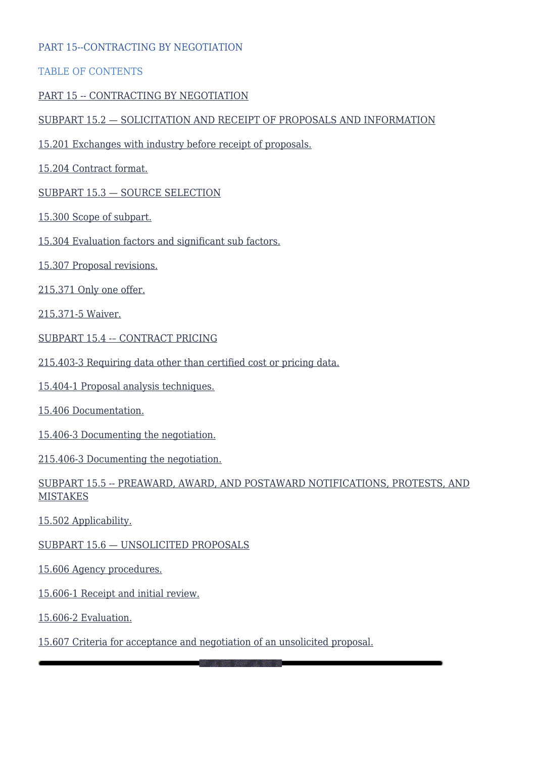# PART 15--CONTRACTING BY NEGOTIATION

## TABLE OF CONTENTS

PART 15 -- CONTRACTING BY NEGOTIATION

SUBPART 15.2 — SOLICITATION AND RECEIPT OF PROPOSALS AND INFORMATION

15.201 Exchanges with industry before receipt of proposals.

15.204 Contract format.

SUBPART 15.3 — SOURCE SELECTION

15.300 Scope of subpart.

15.304 Evaluation factors and significant sub factors.

15.307 Proposal revisions.

215.371 Only one offer.

215.371-5 Waiver.

SUBPART 15.4 -– CONTRACT PRICING

215.403-3 Requiring data other than certified cost or pricing data.

15.404-1 Proposal analysis techniques.

15.406 Documentation.

15.406-3 Documenting the negotiation.

215.406-3 Documenting the negotiation.

SUBPART 15.5 -- PREAWARD, AWARD, AND POSTAWARD NOTIFICATIONS, PROTESTS, AND MISTAKES

15.502 Applicability.

SUBPART 15.6 — UNSOLICITED PROPOSALS

15.606 Agency procedures.

15.606-1 Receipt and initial review.

15.606-2 Evaluation.

15.607 Criteria for acceptance and negotiation of an unsolicited proposal.

---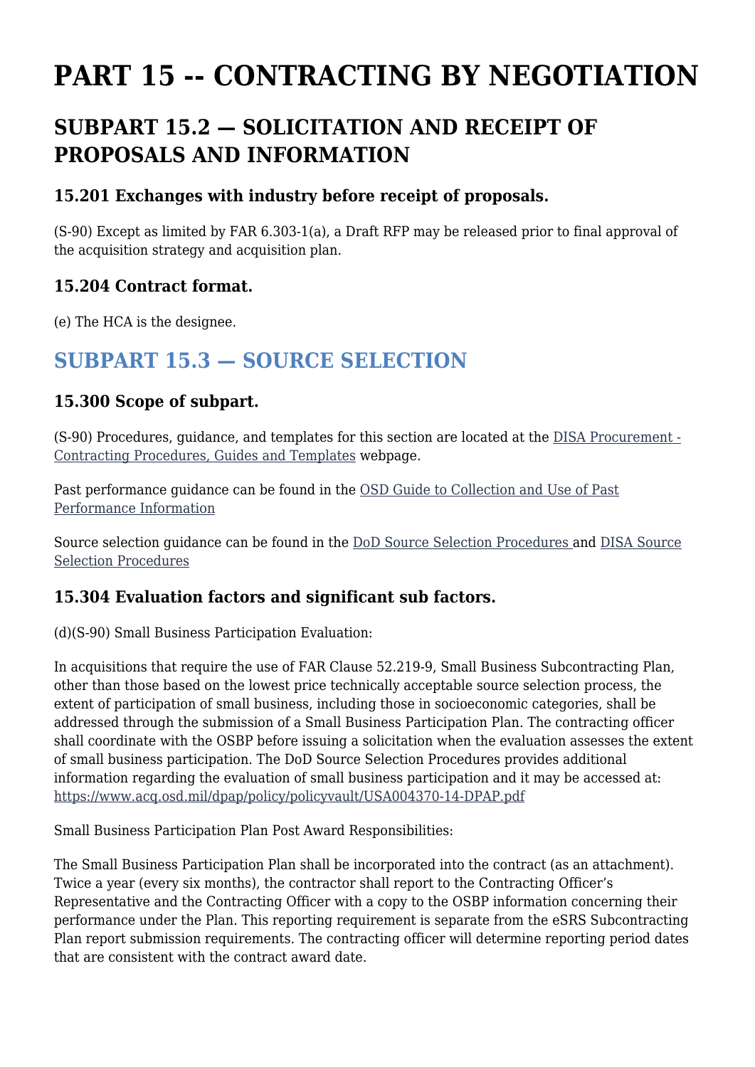# PART 15 -- CONTRACTING BY NEGOTIATION

## SUBPART 15.2 — SOLICITATION AND RECEIPT OF PROPOSALS AND INFORMATION

### 15.201 Exchanges with industry before receipt of proposals.

(S-90) Except as limited by FAR 6.303-1(a), a Draft RFP may be released prior to final approval of the acquisition strategy and acquisition plan.

### 15.204 Contract format.

(e) The HCA is the designee.

## SUBPART 15.3 — SOURCE SELECTION

### 15.300 Scope of subpart.

(S-90) Procedures, guidance, and templates for this section are located at the DISA Procurement - Contracting Procedures, Guides and Templates webpage.

Past performance guidance can be found in the OSD Guide to Collection and Use of Past Performance Information

Source selection guidance can be found in the DoD Source Selection Procedures and DISA Source Selection Procedures

### 15.304 Evaluation factors and significant sub factors.

(d)(S-90) Small Business Participation Evaluation:

In acquisitions that require the use of FAR Clause 52.219-9, Small Business Subcontracting Plan, other than those based on the lowest price technically acceptable source selection process, the extent of participation of small business, including those in socioeconomic categories, shall be addressed through the submission of a Small Business Participation Plan. The contracting officer shall coordinate with the OSBP before issuing a solicitation when the evaluation assesses the extent of small business participation. The DoD Source Selection Procedures provides additional information regarding the evaluation of small business participation and it may be accessed at: https://www.acq.osd.mil/dpap/policy/policyvault/USA004370-14-DPAP.pdf

Small Business Participation Plan Post Award Responsibilities:

The Small Business Participation Plan shall be incorporated into the contract (as an attachment). Twice a year (every six months), the contractor shall report to the Contracting Officer's Representative and the Contracting Officer with a copy to the OSBP information concerning their performance under the Plan. This reporting requirement is separate from the eSRS Subcontracting Plan report submission requirements. The contracting officer will determine reporting period dates that are consistent with the contract award date.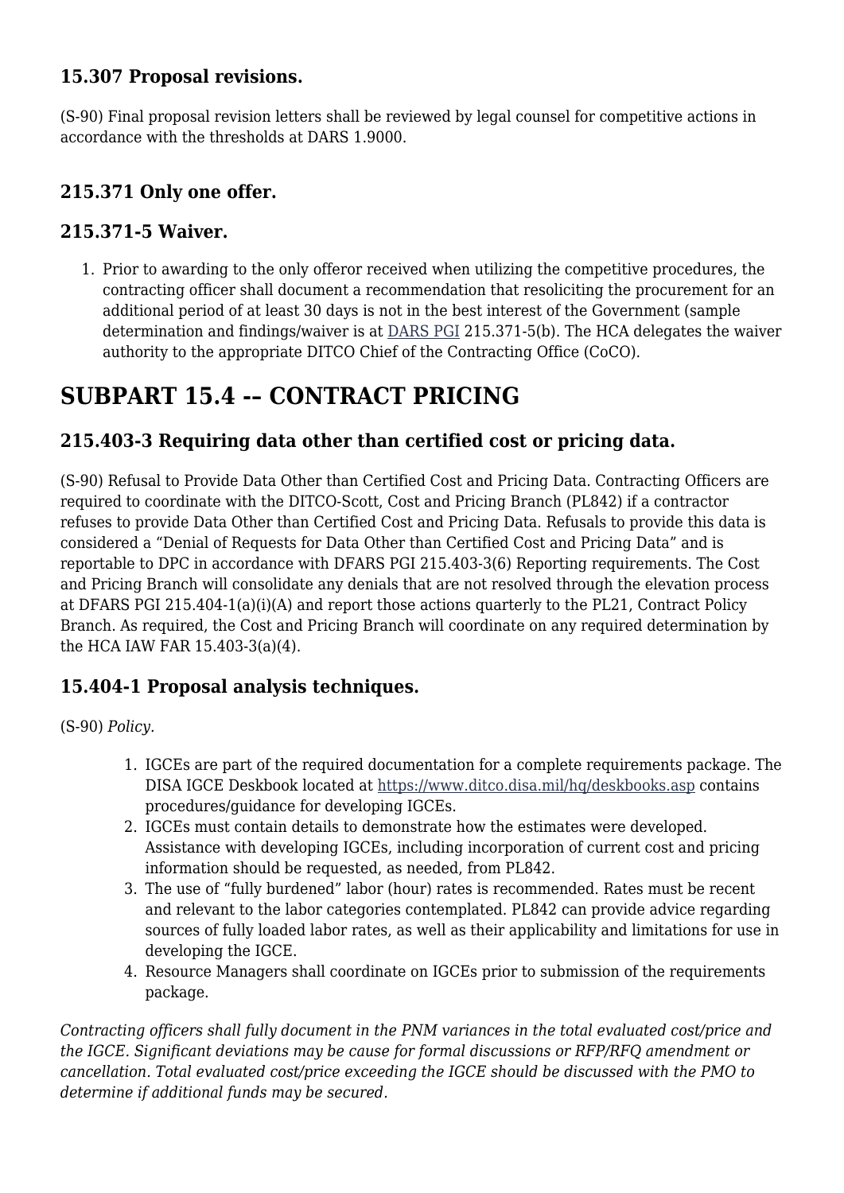### 15.307 Proposal revisions.

(S-90) Final proposal revision letters shall be reviewed by legal counsel for competitive actions in accordance with the thresholds at DARS 1.9000.

### 215.371 Only one offer.

### 215.371-5 Waiver.

1. Prior to awarding to the only offeror received when utilizing the competitive procedures, the contracting officer shall document a recommendation that resoliciting the procurement for an additional period of at least 30 days is not in the best interest of the Government (sample determination and findings/waiver is at DARS PGI 215.371-5(b). The HCA delegates the waiver authority to the appropriate DITCO Chief of the Contracting Office (CoCO).

# SUBPART 15.4 -- CONTRACT PRICING

### 215.403-3 Requiring data other than certified cost or pricing data.

(S-90) Refusal to Provide Data Other than Certified Cost and Pricing Data. Contracting Officers are required to coordinate with the DITCO-Scott, Cost and Pricing Branch (PL842) if a contractor refuses to provide Data Other than Certified Cost and Pricing Data. Refusals to provide this data is considered a "Denial of Requests for Data Other than Certified Cost and Pricing Data" and is reportable to DPC in accordance with DFARS PGI 215.403-3(6) Reporting requirements. The Cost and Pricing Branch will consolidate any denials that are not resolved through the elevation process at DFARS PGI 215.404-1(a)(i)(A) and report those actions quarterly to the PL21, Contract Policy Branch. As required, the Cost and Pricing Branch will coordinate on any required determination by the HCA IAW FAR 15.403-3(a)(4).

### 15.404-1 Proposal analysis techniques.

(S-90) *Policy.*

1. IGCEs are part of the required documentation for a complete requirements package. The DISA IGCE Deskbook located at https://www.ditco.disa.mil/hq/deskbooks.asp contains procedures/guidance for developing IGCEs.
2. IGCEs must contain details to demonstrate how the estimates were developed. Assistance with developing IGCEs, including incorporation of current cost and pricing information should be requested, as needed, from PL842.
3. The use of "fully burdened" labor (hour) rates is recommended. Rates must be recent and relevant to the labor categories contemplated. PL842 can provide advice regarding sources of fully loaded labor rates, as well as their applicability and limitations for use in developing the IGCE.
4. Resource Managers shall coordinate on IGCEs prior to submission of the requirements package.

*Contracting officers shall fully document in the PNM variances in the total evaluated cost/price and the IGCE. Significant deviations may be cause for formal discussions or RFP/RFQ amendment or cancellation. Total evaluated cost/price exceeding the IGCE should be discussed with the PMO to determine if additional funds may be secured.*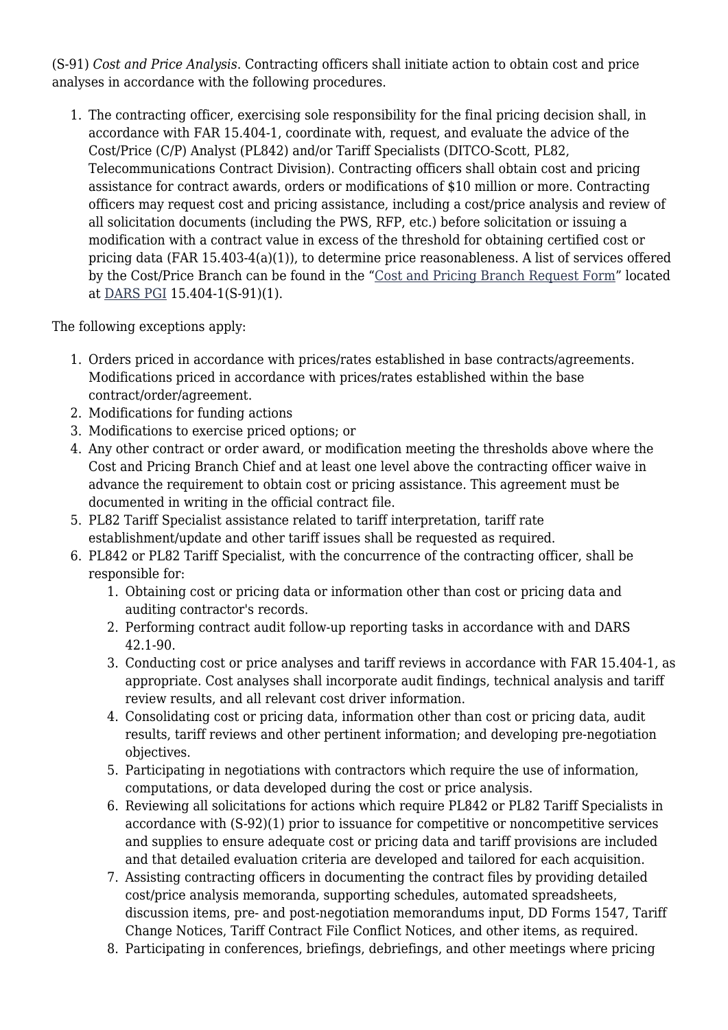(S-91) *Cost and Price Analysis*. Contracting officers shall initiate action to obtain cost and price analyses in accordance with the following procedures.

1. The contracting officer, exercising sole responsibility for the final pricing decision shall, in accordance with FAR 15.404-1, coordinate with, request, and evaluate the advice of the Cost/Price (C/P) Analyst (PL842) and/or Tariff Specialists (DITCO-Scott, PL82, Telecommunications Contract Division). Contracting officers shall obtain cost and pricing assistance for contract awards, orders or modifications of $10 million or more. Contracting officers may request cost and pricing assistance, including a cost/price analysis and review of all solicitation documents (including the PWS, RFP, etc.) before solicitation or issuing a modification with a contract value in excess of the threshold for obtaining certified cost or pricing data (FAR 15.403-4(a)(1)), to determine price reasonableness. A list of services offered by the Cost/Price Branch can be found in the "Cost and Pricing Branch Request Form" located at DARS PGI 15.404-1(S-91)(1).

The following exceptions apply:

1. Orders priced in accordance with prices/rates established in base contracts/agreements. Modifications priced in accordance with prices/rates established within the base contract/order/agreement.
2. Modifications for funding actions
3. Modifications to exercise priced options; or
4. Any other contract or order award, or modification meeting the thresholds above where the Cost and Pricing Branch Chief and at least one level above the contracting officer waive in advance the requirement to obtain cost or pricing assistance. This agreement must be documented in writing in the official contract file.
5. PL82 Tariff Specialist assistance related to tariff interpretation, tariff rate establishment/update and other tariff issues shall be requested as required.
6. PL842 or PL82 Tariff Specialist, with the concurrence of the contracting officer, shall be responsible for:
   1. Obtaining cost or pricing data or information other than cost or pricing data and auditing contractor's records.
   2. Performing contract audit follow-up reporting tasks in accordance with and DARS 42.1-90.
   3. Conducting cost or price analyses and tariff reviews in accordance with FAR 15.404-1, as appropriate. Cost analyses shall incorporate audit findings, technical analysis and tariff review results, and all relevant cost driver information.
   4. Consolidating cost or pricing data, information other than cost or pricing data, audit results, tariff reviews and other pertinent information; and developing pre-negotiation objectives.
   5. Participating in negotiations with contractors which require the use of information, computations, or data developed during the cost or price analysis.
   6. Reviewing all solicitations for actions which require PL842 or PL82 Tariff Specialists in accordance with (S-92)(1) prior to issuance for competitive or noncompetitive services and supplies to ensure adequate cost or pricing data and tariff provisions are included and that detailed evaluation criteria are developed and tailored for each acquisition.
   7. Assisting contracting officers in documenting the contract files by providing detailed cost/price analysis memoranda, supporting schedules, automated spreadsheets, discussion items, pre- and post-negotiation memorandums input, DD Forms 1547, Tariff Change Notices, Tariff Contract File Conflict Notices, and other items, as required.
   8. Participating in conferences, briefings, debriefings, and other meetings where pricing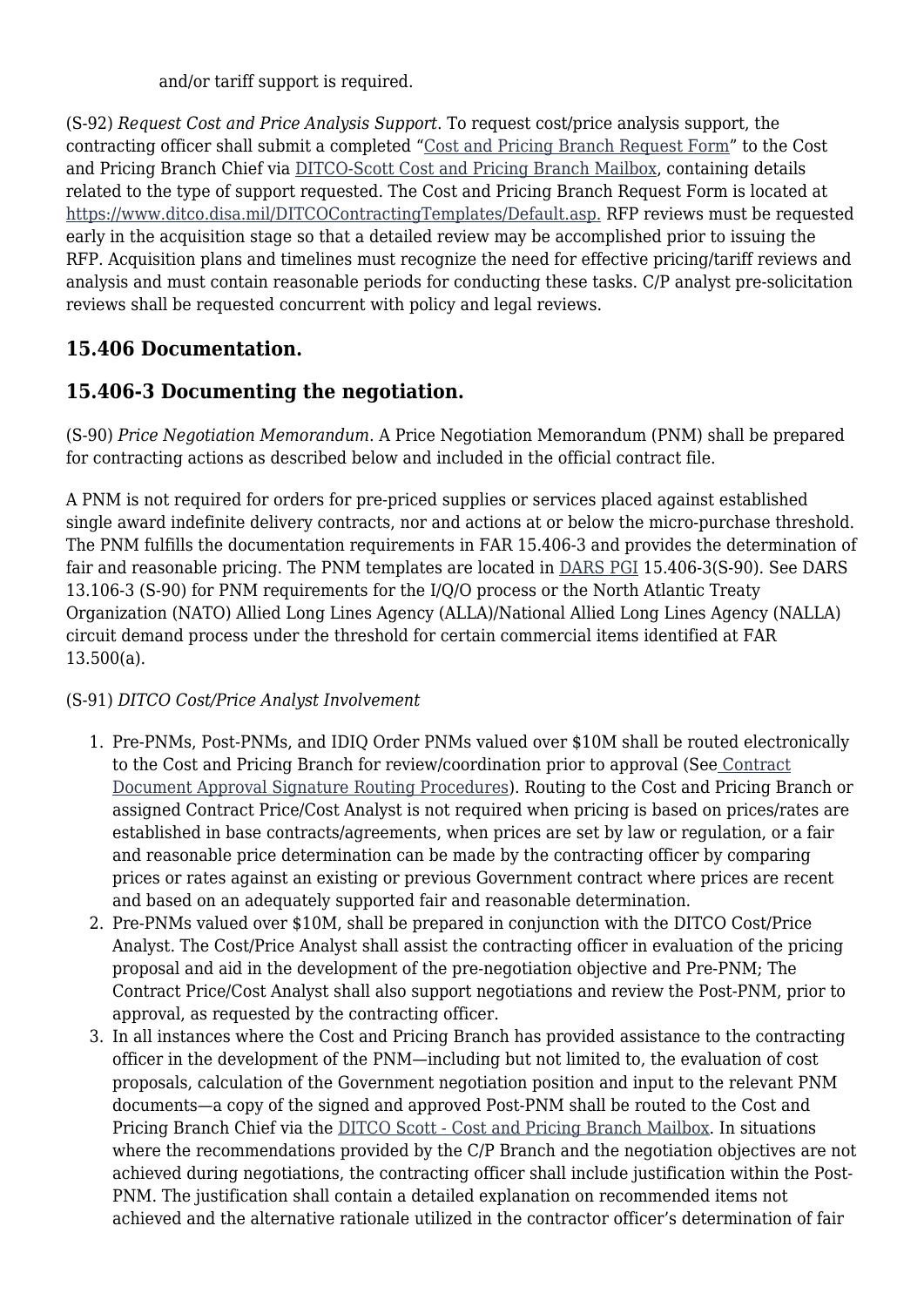and/or tariff support is required.

(S-92) *Request Cost and Price Analysis Support*. To request cost/price analysis support, the contracting officer shall submit a completed "Cost and Pricing Branch Request Form" to the Cost and Pricing Branch Chief via DITCO-Scott Cost and Pricing Branch Mailbox, containing details related to the type of support requested. The Cost and Pricing Branch Request Form is located at https://www.ditco.disa.mil/DITCOContractingTemplates/Default.asp. RFP reviews must be requested early in the acquisition stage so that a detailed review may be accomplished prior to issuing the RFP. Acquisition plans and timelines must recognize the need for effective pricing/tariff reviews and analysis and must contain reasonable periods for conducting these tasks. C/P analyst pre-solicitation reviews shall be requested concurrent with policy and legal reviews.

## 15.406 Documentation.

## 15.406-3 Documenting the negotiation.

(S-90) *Price Negotiation Memorandum*. A Price Negotiation Memorandum (PNM) shall be prepared for contracting actions as described below and included in the official contract file.

A PNM is not required for orders for pre-priced supplies or services placed against established single award indefinite delivery contracts, nor and actions at or below the micro-purchase threshold. The PNM fulfills the documentation requirements in FAR 15.406-3 and provides the determination of fair and reasonable pricing. The PNM templates are located in DARS PGI 15.406-3(S-90). See DARS 13.106-3 (S-90) for PNM requirements for the I/Q/O process or the North Atlantic Treaty Organization (NATO) Allied Long Lines Agency (ALLA)/National Allied Long Lines Agency (NALLA) circuit demand process under the threshold for certain commercial items identified at FAR 13.500(a).

(S-91) *DITCO Cost/Price Analyst Involvement*

1. Pre-PNMs, Post-PNMs, and IDIQ Order PNMs valued over $10M shall be routed electronically to the Cost and Pricing Branch for review/coordination prior to approval (See Contract Document Approval Signature Routing Procedures). Routing to the Cost and Pricing Branch or assigned Contract Price/Cost Analyst is not required when pricing is based on prices/rates are established in base contracts/agreements, when prices are set by law or regulation, or a fair and reasonable price determination can be made by the contracting officer by comparing prices or rates against an existing or previous Government contract where prices are recent and based on an adequately supported fair and reasonable determination.
2. Pre-PNMs valued over $10M, shall be prepared in conjunction with the DITCO Cost/Price Analyst. The Cost/Price Analyst shall assist the contracting officer in evaluation of the pricing proposal and aid in the development of the pre-negotiation objective and Pre-PNM; The Contract Price/Cost Analyst shall also support negotiations and review the Post-PNM, prior to approval, as requested by the contracting officer.
3. In all instances where the Cost and Pricing Branch has provided assistance to the contracting officer in the development of the PNM—including but not limited to, the evaluation of cost proposals, calculation of the Government negotiation position and input to the relevant PNM documents—a copy of the signed and approved Post-PNM shall be routed to the Cost and Pricing Branch Chief via the DITCO Scott - Cost and Pricing Branch Mailbox. In situations where the recommendations provided by the C/P Branch and the negotiation objectives are not achieved during negotiations, the contracting officer shall include justification within the Post-PNM. The justification shall contain a detailed explanation on recommended items not achieved and the alternative rationale utilized in the contractor officer's determination of fair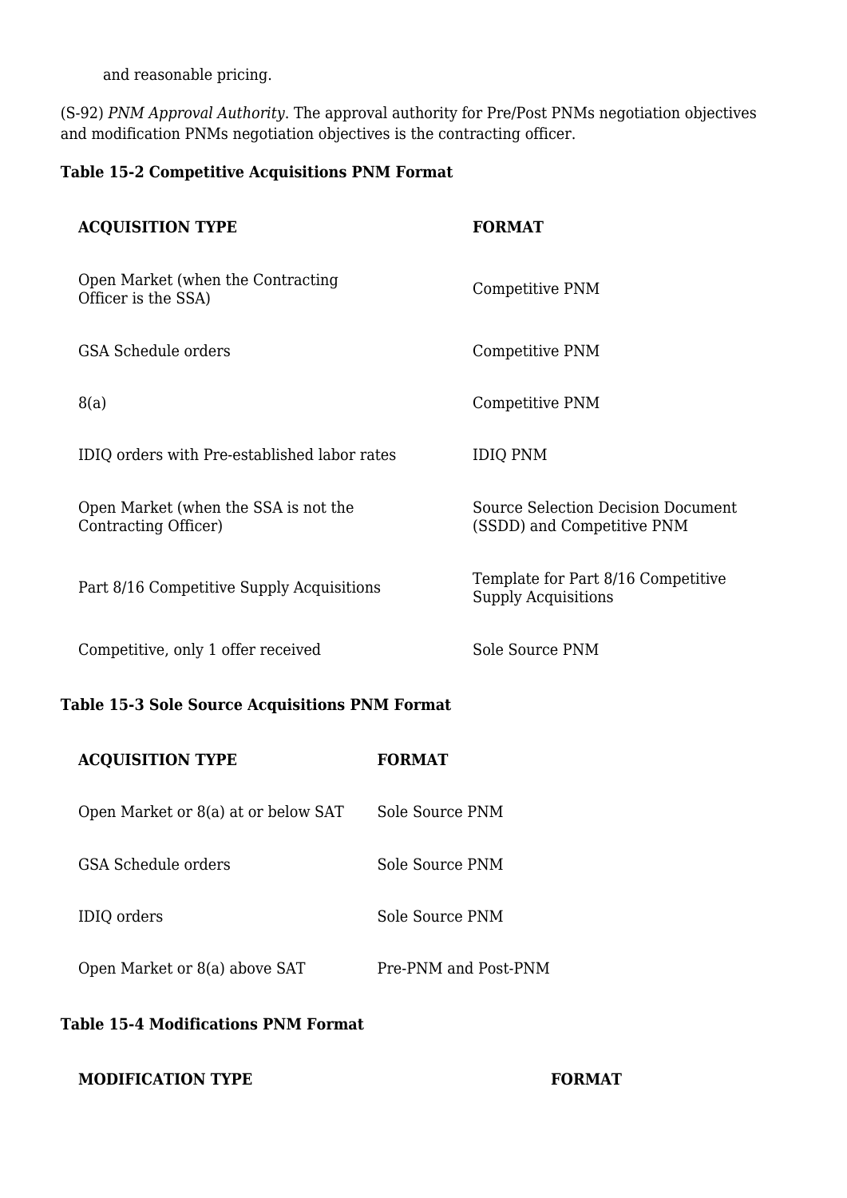and reasonable pricing.

(S-92) *PNM Approval Authority*. The approval authority for Pre/Post PNMs negotiation objectives and modification PNMs negotiation objectives is the contracting officer.

**Table 15-2 Competitive Acquisitions PNM Format**

| ACQUISITION TYPE | FORMAT |
|---|---|
| Open Market (when the Contracting Officer is the SSA) | Competitive PNM |
| GSA Schedule orders | Competitive PNM |
| 8(a) | Competitive PNM |
| IDIQ orders with Pre-established labor rates | IDIQ PNM |
| Open Market (when the SSA is not the Contracting Officer) | Source Selection Decision Document (SSDD) and Competitive PNM |
| Part 8/16 Competitive Supply Acquisitions | Template for Part 8/16 Competitive Supply Acquisitions |
| Competitive, only 1 offer received | Sole Source PNM |

**Table 15-3 Sole Source Acquisitions PNM Format**

| ACQUISITION TYPE | FORMAT |
|---|---|
| Open Market or 8(a) at or below SAT | Sole Source PNM |
| GSA Schedule orders | Sole Source PNM |
| IDIQ orders | Sole Source PNM |
| Open Market or 8(a) above SAT | Pre-PNM and Post-PNM |

**Table 15-4 Modifications PNM Format**

| MODIFICATION TYPE | FORMAT |
|---|---|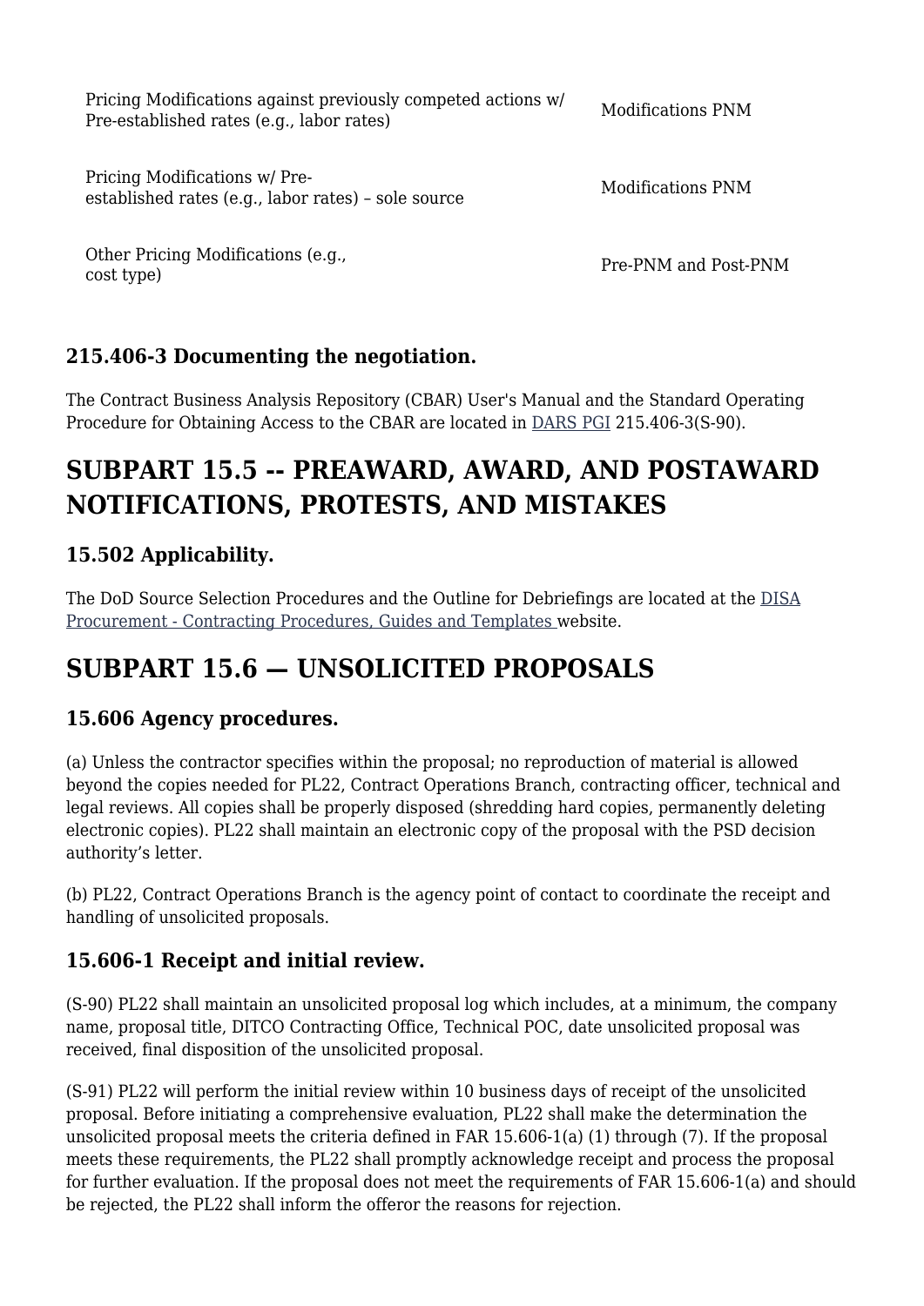| | |
|---|---|
| Pricing Modifications against previously competed actions w/ Pre-established rates (e.g., labor rates) | Modifications PNM |
| Pricing Modifications w/ Pre-established rates (e.g., labor rates) – sole source | Modifications PNM |
| Other Pricing Modifications (e.g., cost type) | Pre-PNM and Post-PNM |

### 215.406-3 Documenting the negotiation.

The Contract Business Analysis Repository (CBAR) User's Manual and the Standard Operating Procedure for Obtaining Access to the CBAR are located in DARS PGI 215.406-3(S-90).

## SUBPART 15.5 -- PREAWARD, AWARD, AND POSTAWARD NOTIFICATIONS, PROTESTS, AND MISTAKES

### 15.502 Applicability.

The DoD Source Selection Procedures and the Outline for Debriefings are located at the DISA Procurement - Contracting Procedures, Guides and Templates website.

## SUBPART 15.6 — UNSOLICITED PROPOSALS

### 15.606 Agency procedures.

(a) Unless the contractor specifies within the proposal; no reproduction of material is allowed beyond the copies needed for PL22, Contract Operations Branch, contracting officer, technical and legal reviews. All copies shall be properly disposed (shredding hard copies, permanently deleting electronic copies). PL22 shall maintain an electronic copy of the proposal with the PSD decision authority's letter.

(b) PL22, Contract Operations Branch is the agency point of contact to coordinate the receipt and handling of unsolicited proposals.

### 15.606-1 Receipt and initial review.

(S-90) PL22 shall maintain an unsolicited proposal log which includes, at a minimum, the company name, proposal title, DITCO Contracting Office, Technical POC, date unsolicited proposal was received, final disposition of the unsolicited proposal.

(S-91) PL22 will perform the initial review within 10 business days of receipt of the unsolicited proposal. Before initiating a comprehensive evaluation, PL22 shall make the determination the unsolicited proposal meets the criteria defined in FAR 15.606-1(a) (1) through (7). If the proposal meets these requirements, the PL22 shall promptly acknowledge receipt and process the proposal for further evaluation. If the proposal does not meet the requirements of FAR 15.606-1(a) and should be rejected, the PL22 shall inform the offeror the reasons for rejection.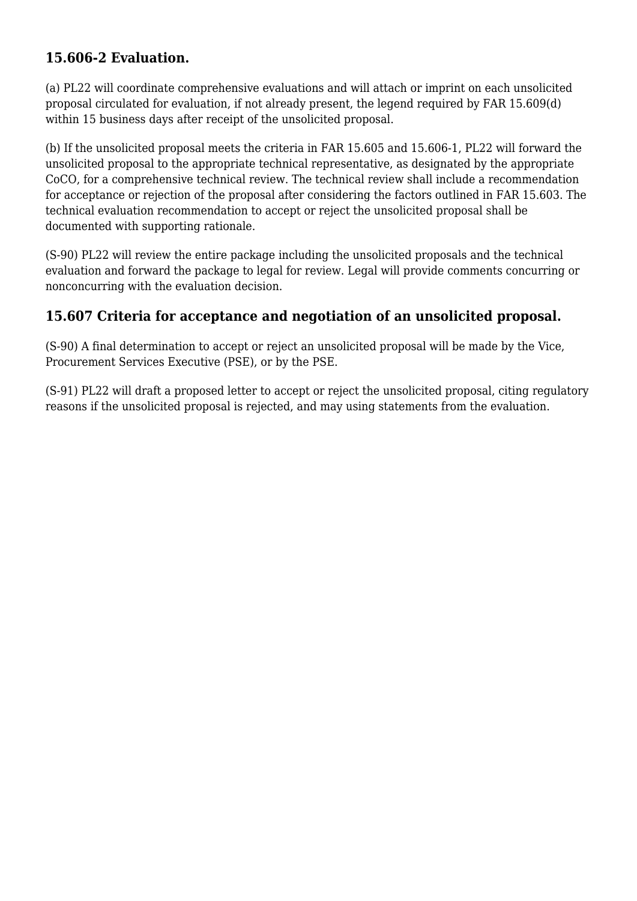### 15.606-2 Evaluation.

(a) PL22 will coordinate comprehensive evaluations and will attach or imprint on each unsolicited proposal circulated for evaluation, if not already present, the legend required by FAR 15.609(d) within 15 business days after receipt of the unsolicited proposal.

(b) If the unsolicited proposal meets the criteria in FAR 15.605 and 15.606-1, PL22 will forward the unsolicited proposal to the appropriate technical representative, as designated by the appropriate CoCO, for a comprehensive technical review. The technical review shall include a recommendation for acceptance or rejection of the proposal after considering the factors outlined in FAR 15.603. The technical evaluation recommendation to accept or reject the unsolicited proposal shall be documented with supporting rationale.

(S-90) PL22 will review the entire package including the unsolicited proposals and the technical evaluation and forward the package to legal for review. Legal will provide comments concurring or nonconcurring with the evaluation decision.

### 15.607 Criteria for acceptance and negotiation of an unsolicited proposal.

(S-90) A final determination to accept or reject an unsolicited proposal will be made by the Vice, Procurement Services Executive (PSE), or by the PSE.

(S-91) PL22 will draft a proposed letter to accept or reject the unsolicited proposal, citing regulatory reasons if the unsolicited proposal is rejected, and may using statements from the evaluation.